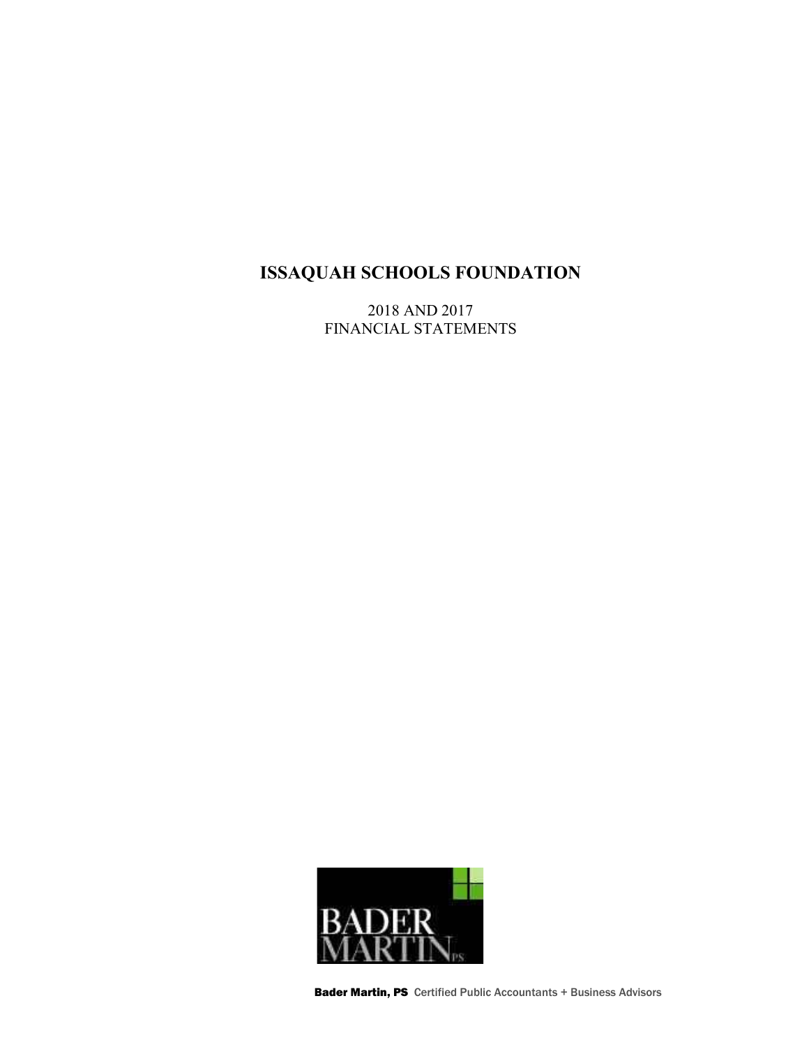# ISSAQUAH SCHOOLS FOUNDATION

2018 AND 2017
FINANCIAL STATEMENTS

BADER MARTIN PS

**Bader Martin, PS** Certified Public Accountants + Business Advisors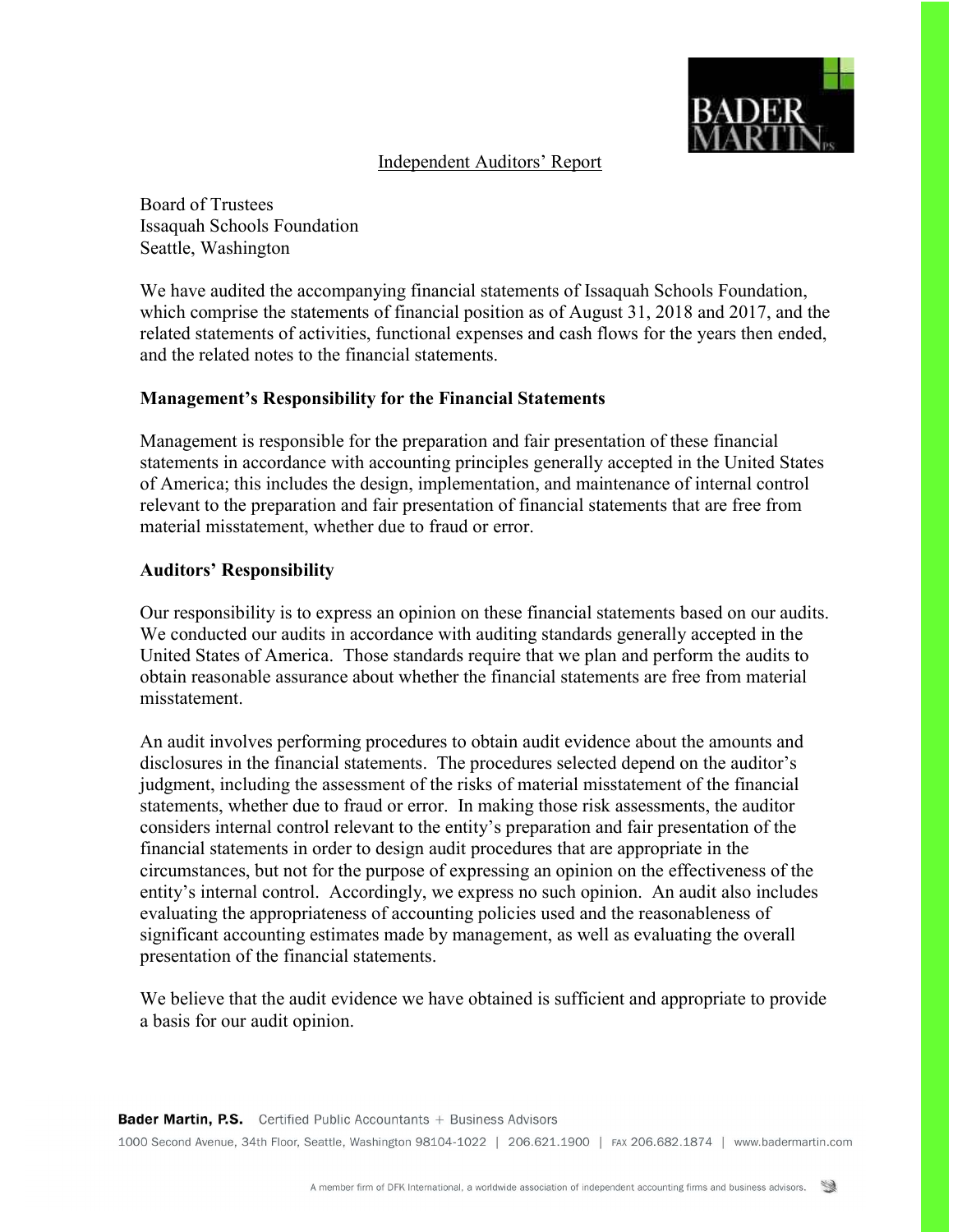## Independent Auditors' Report

Board of Trustees
Issaquah Schools Foundation
Seattle, Washington

We have audited the accompanying financial statements of Issaquah Schools Foundation, which comprise the statements of financial position as of August 31, 2018 and 2017, and the related statements of activities, functional expenses and cash flows for the years then ended, and the related notes to the financial statements.

### Management's Responsibility for the Financial Statements

Management is responsible for the preparation and fair presentation of these financial statements in accordance with accounting principles generally accepted in the United States of America; this includes the design, implementation, and maintenance of internal control relevant to the preparation and fair presentation of financial statements that are free from material misstatement, whether due to fraud or error.

### Auditors' Responsibility

Our responsibility is to express an opinion on these financial statements based on our audits. We conducted our audits in accordance with auditing standards generally accepted in the United States of America. Those standards require that we plan and perform the audits to obtain reasonable assurance about whether the financial statements are free from material misstatement.

An audit involves performing procedures to obtain audit evidence about the amounts and disclosures in the financial statements. The procedures selected depend on the auditor's judgment, including the assessment of the risks of material misstatement of the financial statements, whether due to fraud or error. In making those risk assessments, the auditor considers internal control relevant to the entity's preparation and fair presentation of the financial statements in order to design audit procedures that are appropriate in the circumstances, but not for the purpose of expressing an opinion on the effectiveness of the entity's internal control. Accordingly, we express no such opinion. An audit also includes evaluating the appropriateness of accounting policies used and the reasonableness of significant accounting estimates made by management, as well as evaluating the overall presentation of the financial statements.

We believe that the audit evidence we have obtained is sufficient and appropriate to provide a basis for our audit opinion.

**Bader Martin, P.S.** Certified Public Accountants + Business Advisors
1000 Second Avenue, 34th Floor, Seattle, Washington 98104-1022 | 206.621.1900 | FAX 206.682.1874 | www.badermartin.com

A member firm of DFK International, a worldwide association of independent accounting firms and business advisors.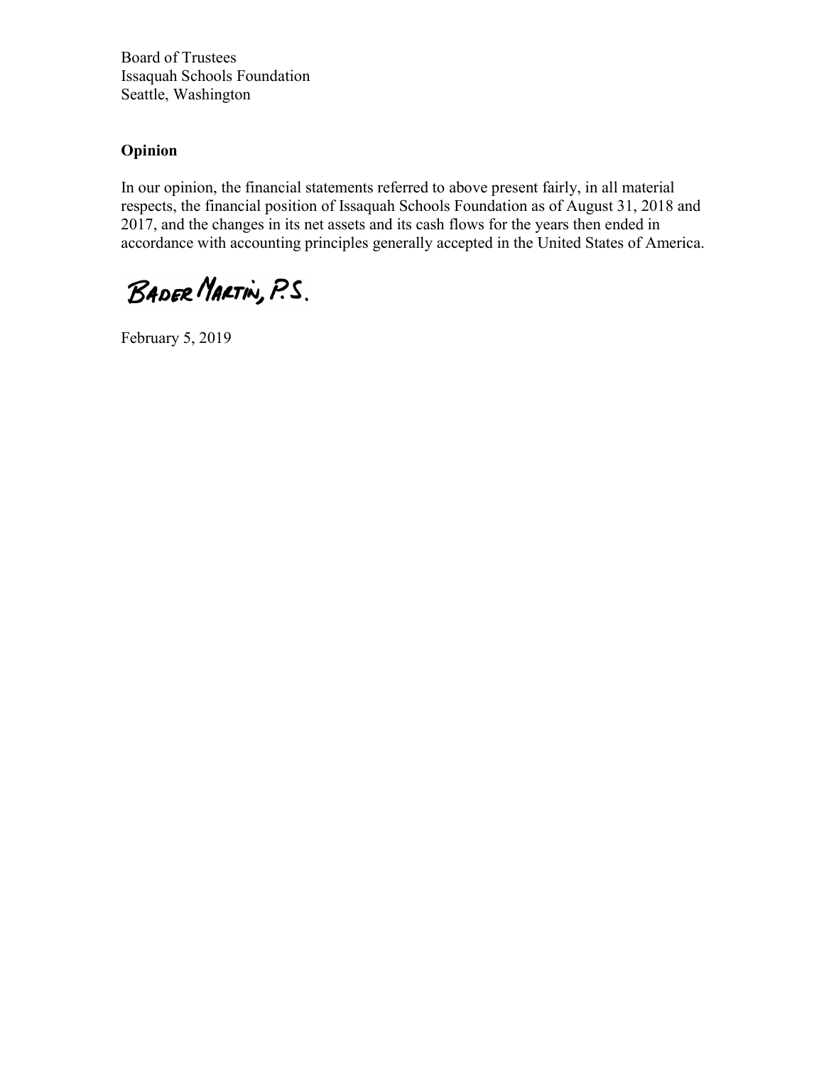Board of Trustees
Issaquah Schools Foundation
Seattle, Washington

**Opinion**

In our opinion, the financial statements referred to above present fairly, in all material respects, the financial position of Issaquah Schools Foundation as of August 31, 2018 and 2017, and the changes in its net assets and its cash flows for the years then ended in accordance with accounting principles generally accepted in the United States of America.

BADER MARTIN, P.S.

February 5, 2019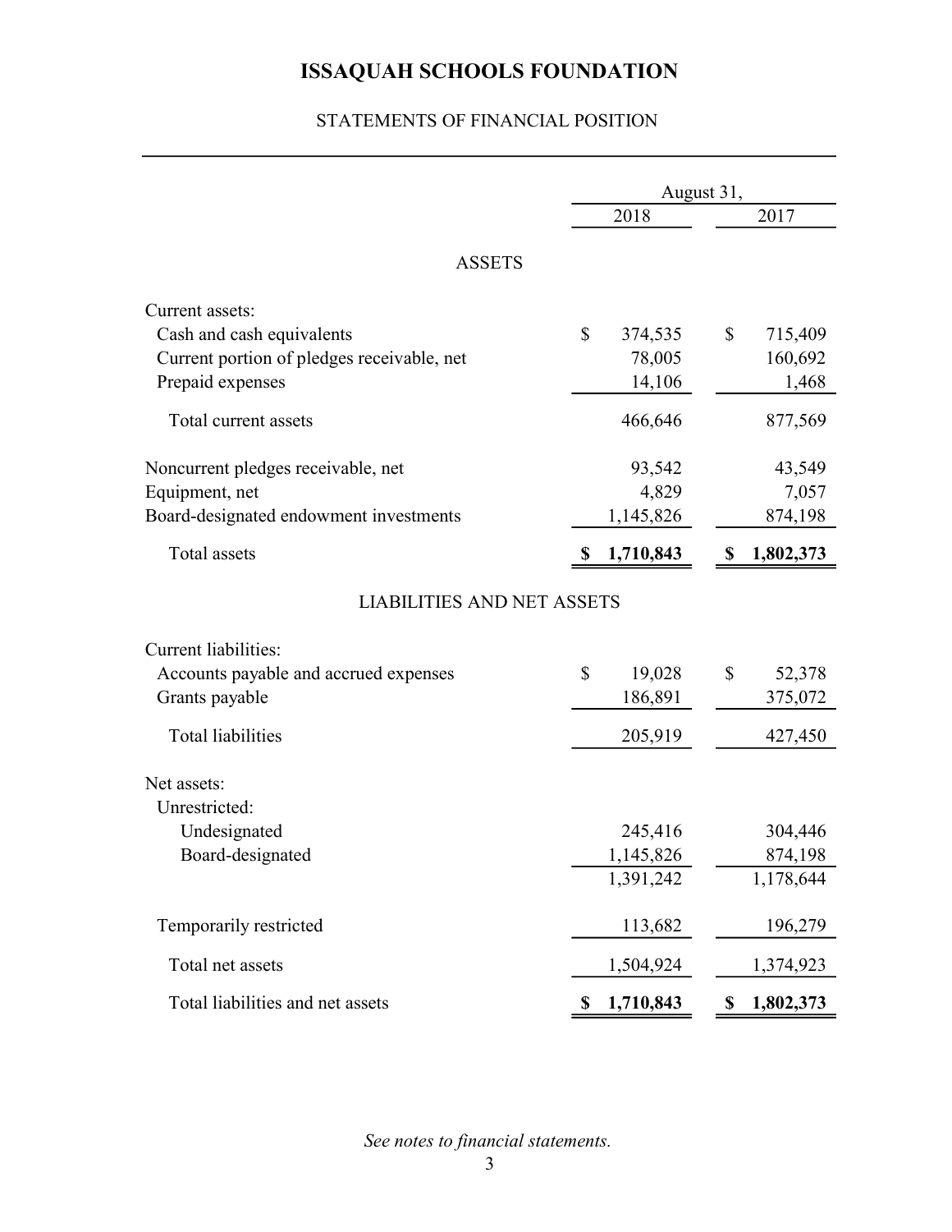# ISSAQUAH SCHOOLS FOUNDATION

## STATEMENTS OF FINANCIAL POSITION

| | August 31, | |
|---|---|---|
| | 2018 | 2017 |
| **ASSETS** | | |
| Current assets: | | |
| Cash and cash equivalents | $ 374,535 | $ 715,409 |
| Current portion of pledges receivable, net | 78,005 | 160,692 |
| Prepaid expenses | 14,106 | 1,468 |
| Total current assets | 466,646 | 877,569 |
| Noncurrent pledges receivable, net | 93,542 | 43,549 |
| Equipment, net | 4,829 | 7,057 |
| Board-designated endowment investments | 1,145,826 | 874,198 |
| Total assets | $ 1,710,843 | $ 1,802,373 |
| **LIABILITIES AND NET ASSETS** | | |
| Current liabilities: | | |
| Accounts payable and accrued expenses | $ 19,028 | $ 52,378 |
| Grants payable | 186,891 | 375,072 |
| Total liabilities | 205,919 | 427,450 |
| Net assets: | | |
| Unrestricted: | | |
| Undesignated | 245,416 | 304,446 |
| Board-designated | 1,145,826 | 874,198 |
| | 1,391,242 | 1,178,644 |
| Temporarily restricted | 113,682 | 196,279 |
| Total net assets | 1,504,924 | 1,374,923 |
| Total liabilities and net assets | $ 1,710,843 | $ 1,802,373 |

*See notes to financial statements.*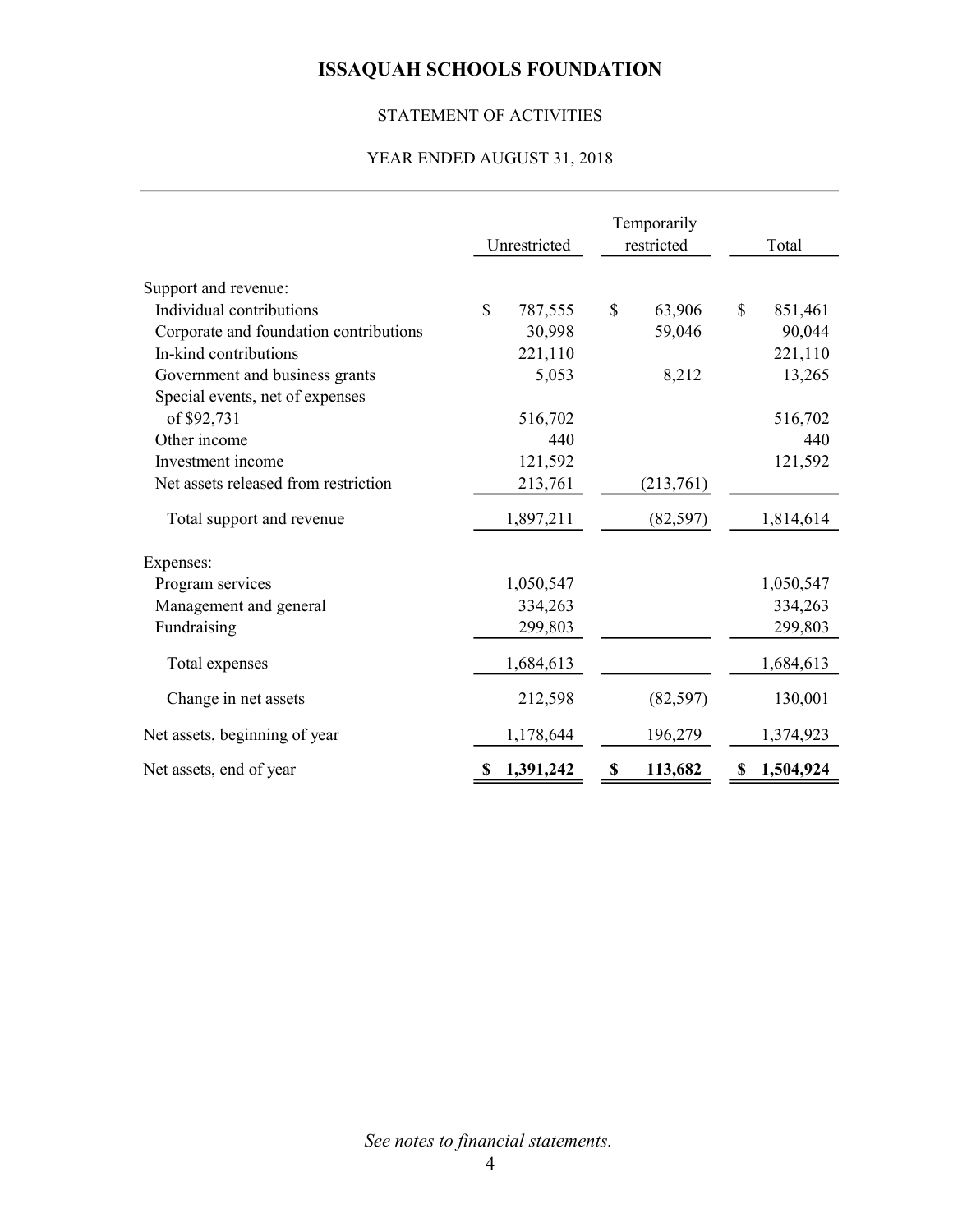# ISSAQUAH SCHOOLS FOUNDATION

STATEMENT OF ACTIVITIES

YEAR ENDED AUGUST 31, 2018

| | Unrestricted | Temporarily restricted | Total |
|---|---|---|---|
| Support and revenue: | | | |
| Individual contributions | $ 787,555 | $ 63,906 | $ 851,461 |
| Corporate and foundation contributions | 30,998 | 59,046 | 90,044 |
| In-kind contributions | 221,110 | | 221,110 |
| Government and business grants | 5,053 | 8,212 | 13,265 |
| Special events, net of expenses of $92,731 | 516,702 | | 516,702 |
| Other income | 440 | | 440 |
| Investment income | 121,592 | | 121,592 |
| Net assets released from restriction | 213,761 | (213,761) | |
| Total support and revenue | 1,897,211 | (82,597) | 1,814,614 |
| Expenses: | | | |
| Program services | 1,050,547 | | 1,050,547 |
| Management and general | 334,263 | | 334,263 |
| Fundraising | 299,803 | | 299,803 |
| Total expenses | 1,684,613 | | 1,684,613 |
| Change in net assets | 212,598 | (82,597) | 130,001 |
| Net assets, beginning of year | 1,178,644 | 196,279 | 1,374,923 |
| Net assets, end of year | **$ 1,391,242** | **$ 113,682** | **$ 1,504,924** |

*See notes to financial statements.*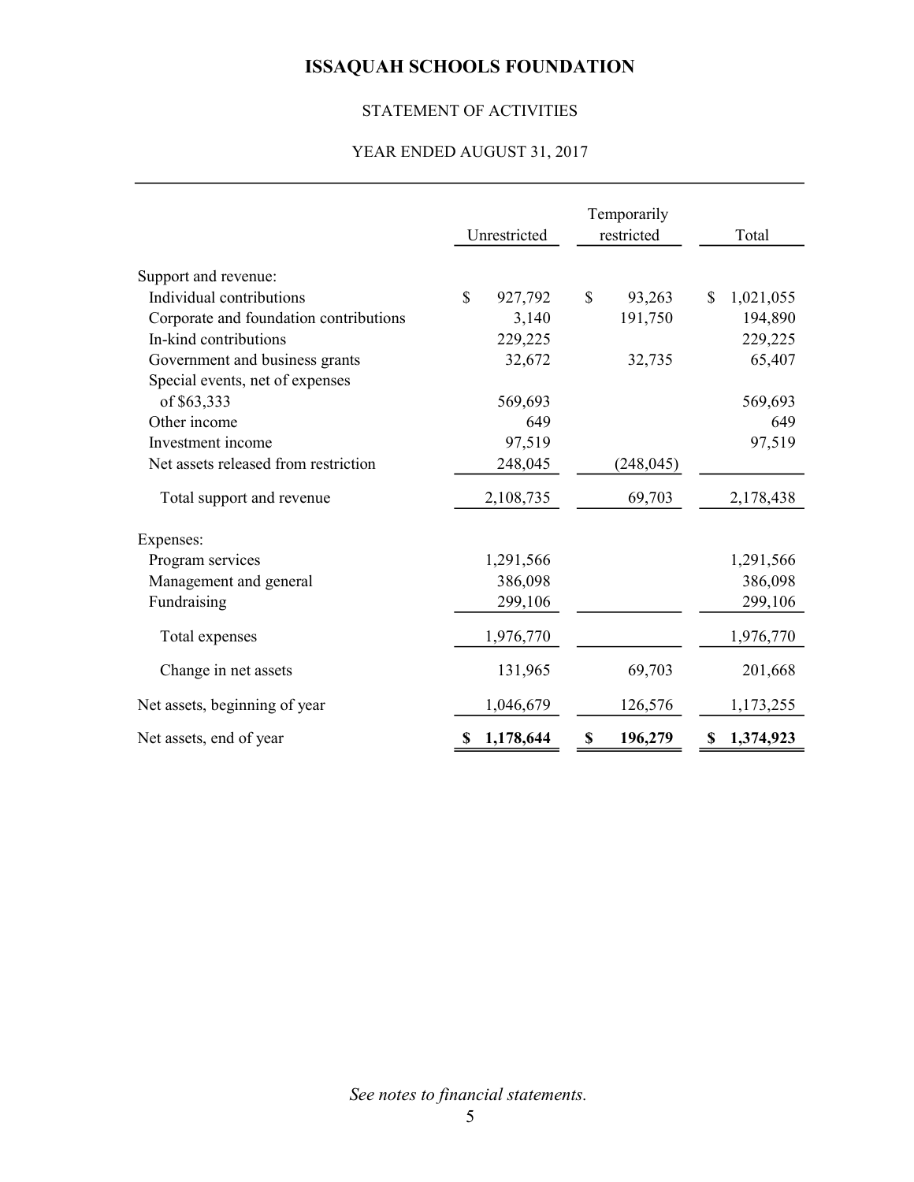# ISSAQUAH SCHOOLS FOUNDATION

STATEMENT OF ACTIVITIES

YEAR ENDED AUGUST 31, 2017

| | Unrestricted | Temporarily restricted | Total |
|---|---|---|---|
| Support and revenue: | | | |
| Individual contributions | $ 927,792 | $ 93,263 | $ 1,021,055 |
| Corporate and foundation contributions | 3,140 | 191,750 | 194,890 |
| In-kind contributions | 229,225 | | 229,225 |
| Government and business grants | 32,672 | 32,735 | 65,407 |
| Special events, net of expenses of $63,333 | 569,693 | | 569,693 |
| Other income | 649 | | 649 |
| Investment income | 97,519 | | 97,519 |
| Net assets released from restriction | 248,045 | (248,045) | |
| Total support and revenue | 2,108,735 | 69,703 | 2,178,438 |
| Expenses: | | | |
| Program services | 1,291,566 | | 1,291,566 |
| Management and general | 386,098 | | 386,098 |
| Fundraising | 299,106 | | 299,106 |
| Total expenses | 1,976,770 | | 1,976,770 |
| Change in net assets | 131,965 | 69,703 | 201,668 |
| Net assets, beginning of year | 1,046,679 | 126,576 | 1,173,255 |
| Net assets, end of year | **$ 1,178,644** | **$ 196,279** | **$ 1,374,923** |

*See notes to financial statements.*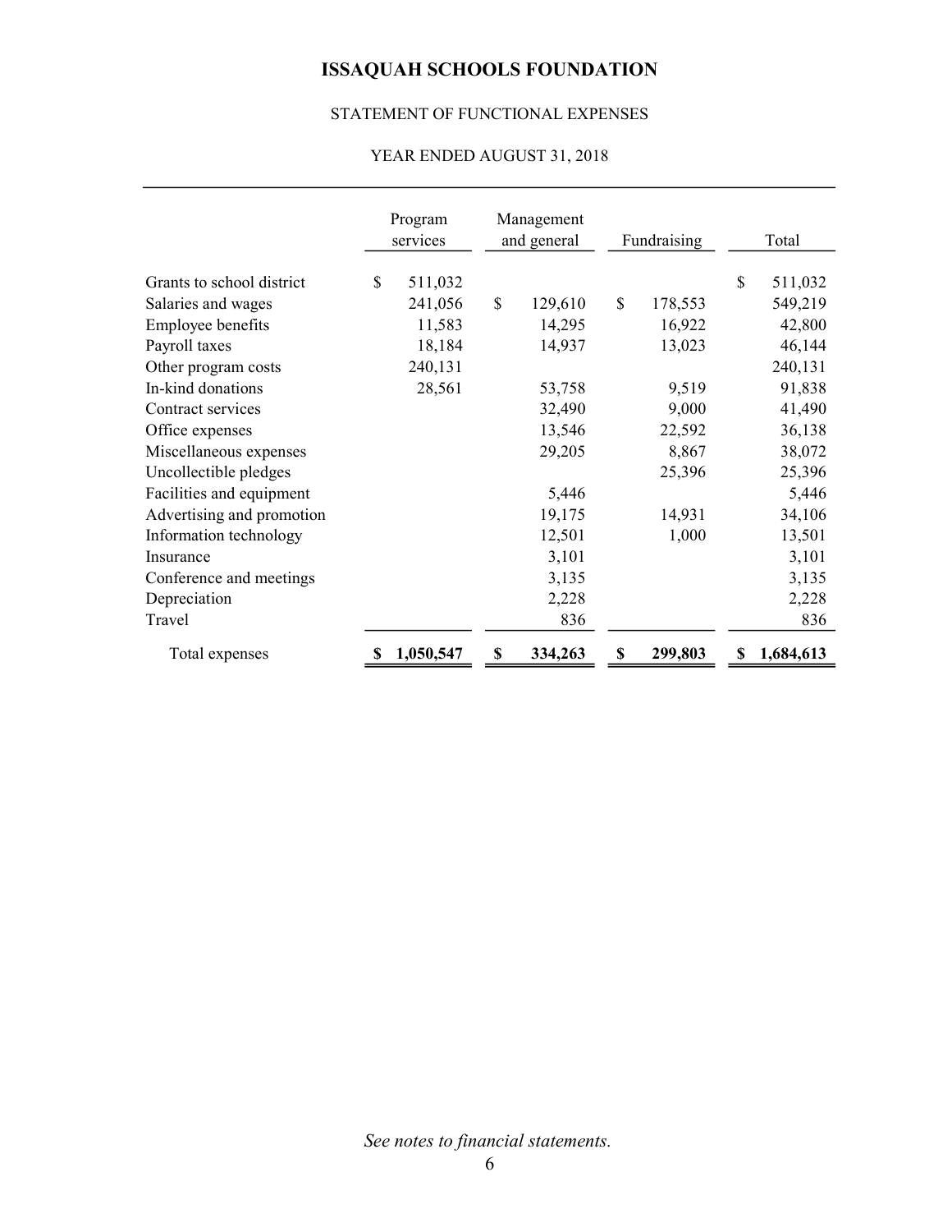# ISSAQUAH SCHOOLS FOUNDATION

STATEMENT OF FUNCTIONAL EXPENSES

YEAR ENDED AUGUST 31, 2018

| | Program services | Management and general | Fundraising | Total |
|---|---|---|---|---|
| Grants to school district | $ 511,032 | | | $ 511,032 |
| Salaries and wages | 241,056 | $ 129,610 | $ 178,553 | 549,219 |
| Employee benefits | 11,583 | 14,295 | 16,922 | 42,800 |
| Payroll taxes | 18,184 | 14,937 | 13,023 | 46,144 |
| Other program costs | 240,131 | | | 240,131 |
| In-kind donations | 28,561 | 53,758 | 9,519 | 91,838 |
| Contract services | | 32,490 | 9,000 | 41,490 |
| Office expenses | | 13,546 | 22,592 | 36,138 |
| Miscellaneous expenses | | 29,205 | 8,867 | 38,072 |
| Uncollectible pledges | | | 25,396 | 25,396 |
| Facilities and equipment | | 5,446 | | 5,446 |
| Advertising and promotion | | 19,175 | 14,931 | 34,106 |
| Information technology | | 12,501 | 1,000 | 13,501 |
| Insurance | | 3,101 | | 3,101 |
| Conference and meetings | | 3,135 | | 3,135 |
| Depreciation | | 2,228 | | 2,228 |
| Travel | | 836 | | 836 |
| Total expenses | **$ 1,050,547** | **$ 334,263** | **$ 299,803** | **$ 1,684,613** |

*See notes to financial statements.*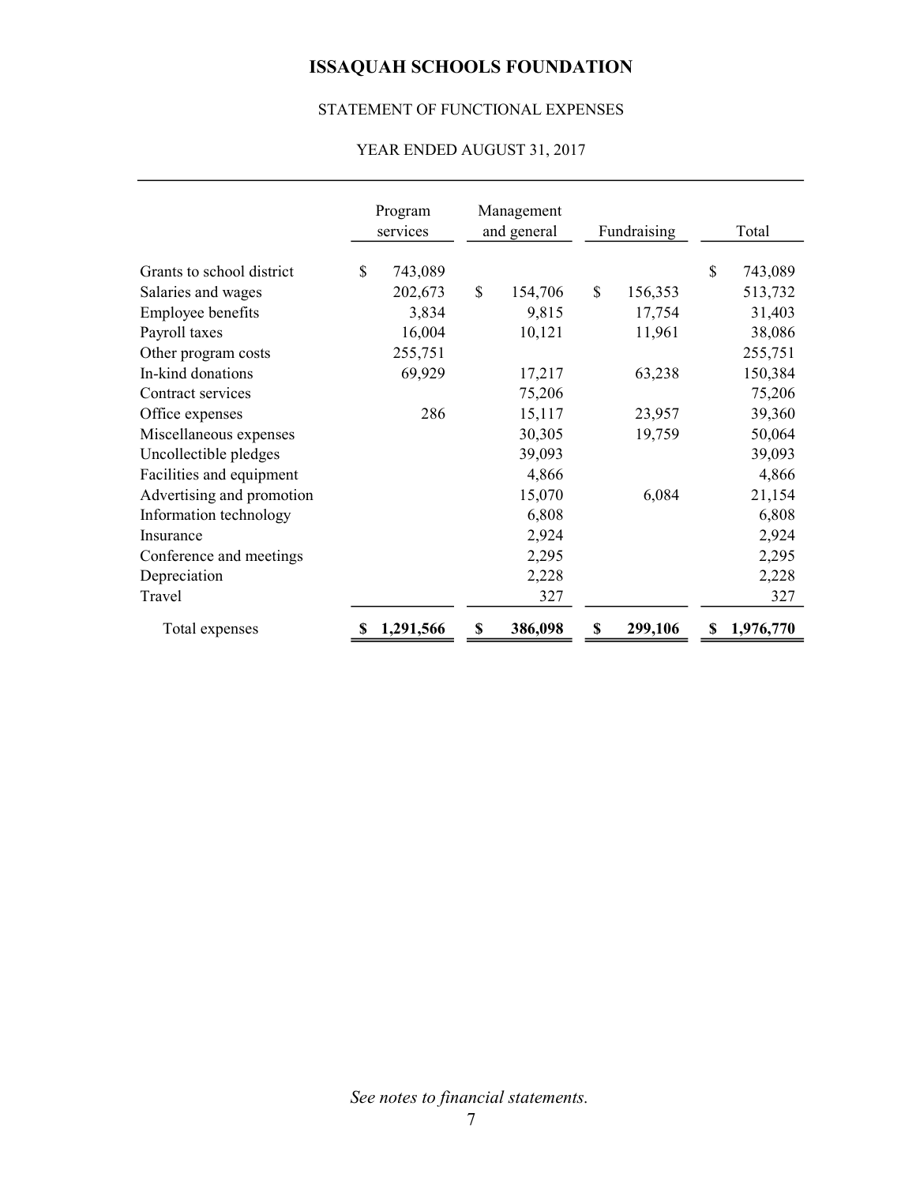# ISSAQUAH SCHOOLS FOUNDATION

STATEMENT OF FUNCTIONAL EXPENSES

YEAR ENDED AUGUST 31, 2017

| | Program services | Management and general | Fundraising | Total |
|---|---|---|---|---|
| Grants to school district | $ 743,089 | | | $ 743,089 |
| Salaries and wages | 202,673 | $ 154,706 | $ 156,353 | 513,732 |
| Employee benefits | 3,834 | 9,815 | 17,754 | 31,403 |
| Payroll taxes | 16,004 | 10,121 | 11,961 | 38,086 |
| Other program costs | 255,751 | | | 255,751 |
| In-kind donations | 69,929 | 17,217 | 63,238 | 150,384 |
| Contract services | | 75,206 | | 75,206 |
| Office expenses | 286 | 15,117 | 23,957 | 39,360 |
| Miscellaneous expenses | | 30,305 | 19,759 | 50,064 |
| Uncollectible pledges | | 39,093 | | 39,093 |
| Facilities and equipment | | 4,866 | | 4,866 |
| Advertising and promotion | | 15,070 | 6,084 | 21,154 |
| Information technology | | 6,808 | | 6,808 |
| Insurance | | 2,924 | | 2,924 |
| Conference and meetings | | 2,295 | | 2,295 |
| Depreciation | | 2,228 | | 2,228 |
| Travel | | 327 | | 327 |
| Total expenses | **$ 1,291,566** | **$ 386,098** | **$ 299,106** | **$ 1,976,770** |

*See notes to financial statements.*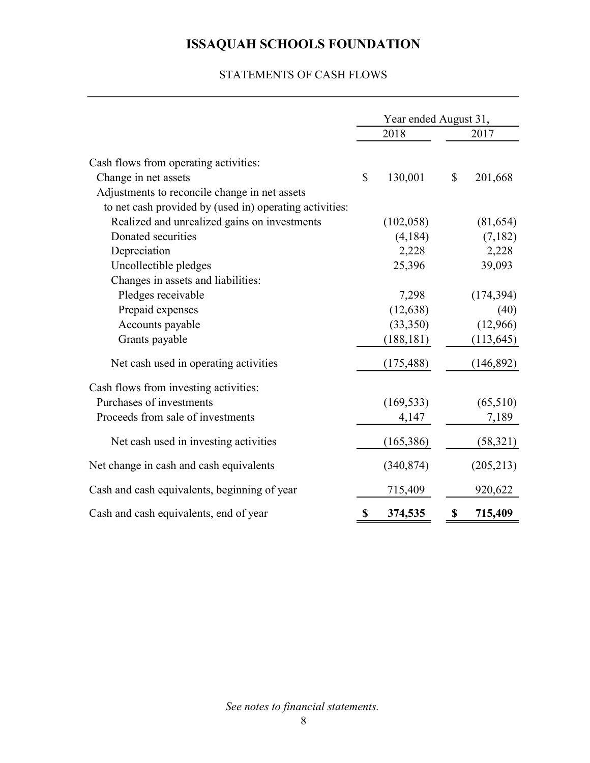# ISSAQUAH SCHOOLS FOUNDATION

STATEMENTS OF CASH FLOWS

| | Year ended August 31, 2018 | Year ended August 31, 2017 |
|---|---|---|
| Cash flows from operating activities: | | |
| Change in net assets | $ 130,001 | $ 201,668 |
| Adjustments to reconcile change in net assets to net cash provided by (used in) operating activities: | | |
| Realized and unrealized gains on investments | (102,058) | (81,654) |
| Donated securities | (4,184) | (7,182) |
| Depreciation | 2,228 | 2,228 |
| Uncollectible pledges | 25,396 | 39,093 |
| Changes in assets and liabilities: | | |
| Pledges receivable | 7,298 | (174,394) |
| Prepaid expenses | (12,638) | (40) |
| Accounts payable | (33,350) | (12,966) |
| Grants payable | (188,181) | (113,645) |
| Net cash used in operating activities | (175,488) | (146,892) |
| Cash flows from investing activities: | | |
| Purchases of investments | (169,533) | (65,510) |
| Proceeds from sale of investments | 4,147 | 7,189 |
| Net cash used in investing activities | (165,386) | (58,321) |
| Net change in cash and cash equivalents | (340,874) | (205,213) |
| Cash and cash equivalents, beginning of year | 715,409 | 920,622 |
| Cash and cash equivalents, end of year | **$ 374,535** | **$ 715,409** |

*See notes to financial statements.*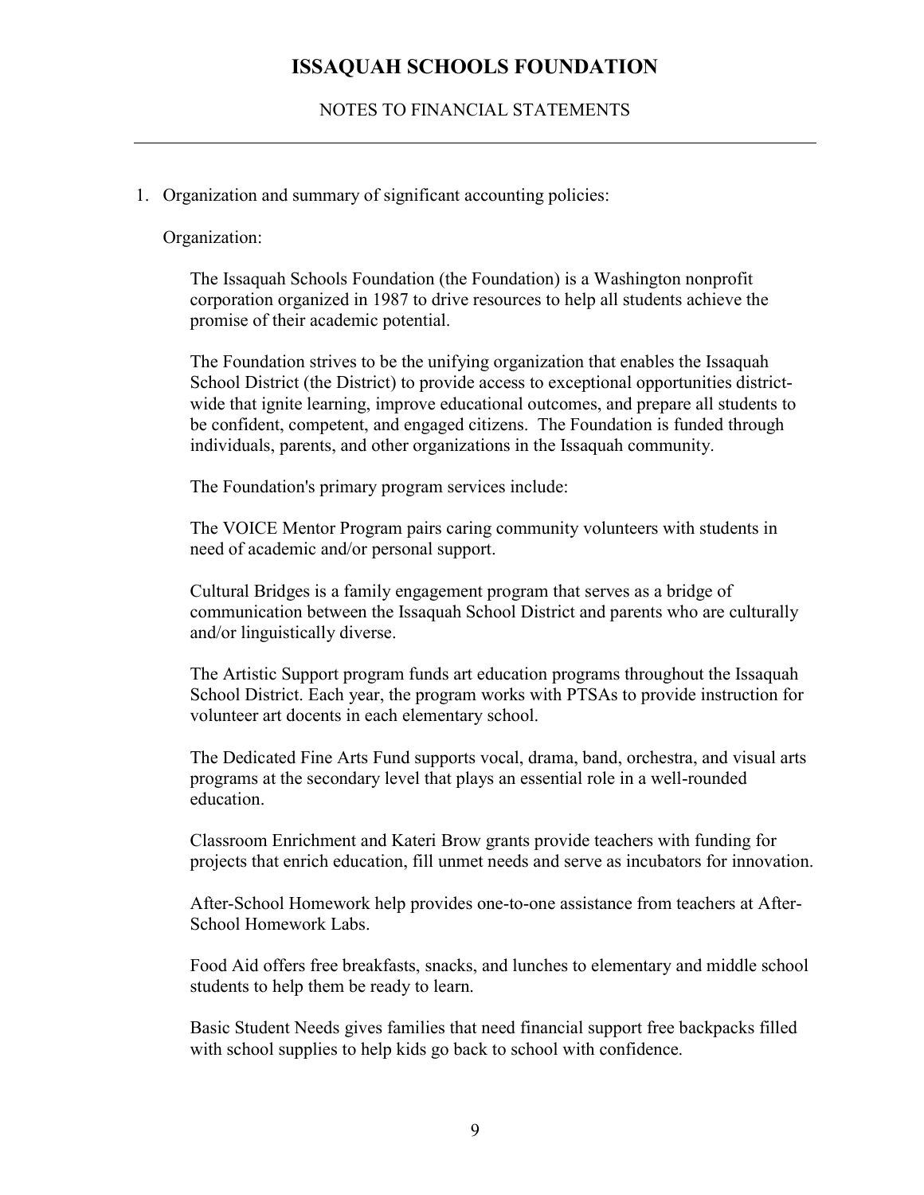# ISSAQUAH SCHOOLS FOUNDATION

## NOTES TO FINANCIAL STATEMENTS

1. Organization and summary of significant accounting policies:

   Organization:

   The Issaquah Schools Foundation (the Foundation) is a Washington nonprofit corporation organized in 1987 to drive resources to help all students achieve the promise of their academic potential.

   The Foundation strives to be the unifying organization that enables the Issaquah School District (the District) to provide access to exceptional opportunities district-wide that ignite learning, improve educational outcomes, and prepare all students to be confident, competent, and engaged citizens. The Foundation is funded through individuals, parents, and other organizations in the Issaquah community.

   The Foundation's primary program services include:

   The VOICE Mentor Program pairs caring community volunteers with students in need of academic and/or personal support.

   Cultural Bridges is a family engagement program that serves as a bridge of communication between the Issaquah School District and parents who are culturally and/or linguistically diverse.

   The Artistic Support program funds art education programs throughout the Issaquah School District. Each year, the program works with PTSAs to provide instruction for volunteer art docents in each elementary school.

   The Dedicated Fine Arts Fund supports vocal, drama, band, orchestra, and visual arts programs at the secondary level that plays an essential role in a well-rounded education.

   Classroom Enrichment and Kateri Brow grants provide teachers with funding for projects that enrich education, fill unmet needs and serve as incubators for innovation.

   After-School Homework help provides one-to-one assistance from teachers at After-School Homework Labs.

   Food Aid offers free breakfasts, snacks, and lunches to elementary and middle school students to help them be ready to learn.

   Basic Student Needs gives families that need financial support free backpacks filled with school supplies to help kids go back to school with confidence.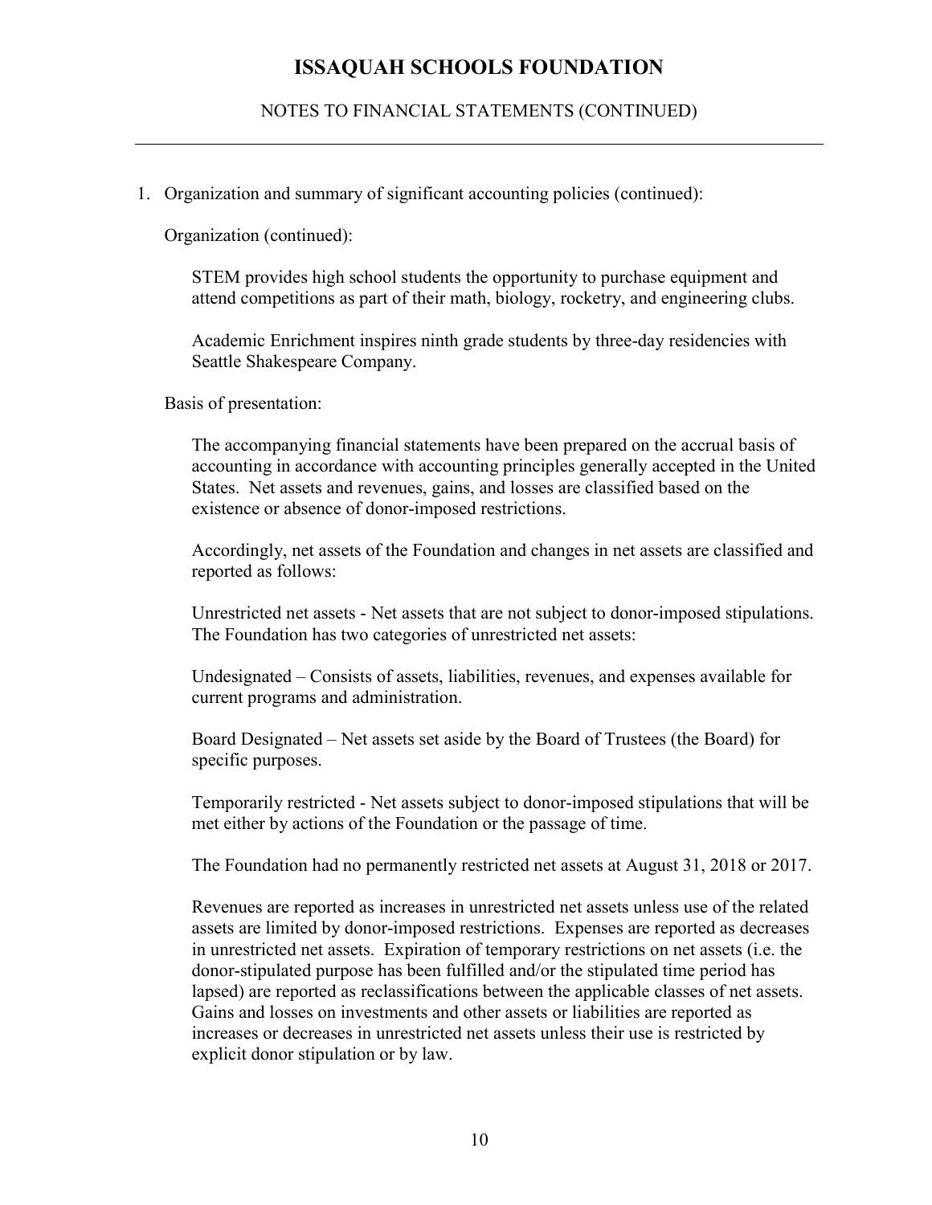# ISSAQUAH SCHOOLS FOUNDATION

NOTES TO FINANCIAL STATEMENTS (CONTINUED)

1. Organization and summary of significant accounting policies (continued):

   Organization (continued):

   STEM provides high school students the opportunity to purchase equipment and attend competitions as part of their math, biology, rocketry, and engineering clubs.

   Academic Enrichment inspires ninth grade students by three-day residencies with Seattle Shakespeare Company.

   Basis of presentation:

   The accompanying financial statements have been prepared on the accrual basis of accounting in accordance with accounting principles generally accepted in the United States. Net assets and revenues, gains, and losses are classified based on the existence or absence of donor-imposed restrictions.

   Accordingly, net assets of the Foundation and changes in net assets are classified and reported as follows:

   Unrestricted net assets - Net assets that are not subject to donor-imposed stipulations. The Foundation has two categories of unrestricted net assets:

   Undesignated – Consists of assets, liabilities, revenues, and expenses available for current programs and administration.

   Board Designated – Net assets set aside by the Board of Trustees (the Board) for specific purposes.

   Temporarily restricted - Net assets subject to donor-imposed stipulations that will be met either by actions of the Foundation or the passage of time.

   The Foundation had no permanently restricted net assets at August 31, 2018 or 2017.

   Revenues are reported as increases in unrestricted net assets unless use of the related assets are limited by donor-imposed restrictions. Expenses are reported as decreases in unrestricted net assets. Expiration of temporary restrictions on net assets (i.e. the donor-stipulated purpose has been fulfilled and/or the stipulated time period has lapsed) are reported as reclassifications between the applicable classes of net assets. Gains and losses on investments and other assets or liabilities are reported as increases or decreases in unrestricted net assets unless their use is restricted by explicit donor stipulation or by law.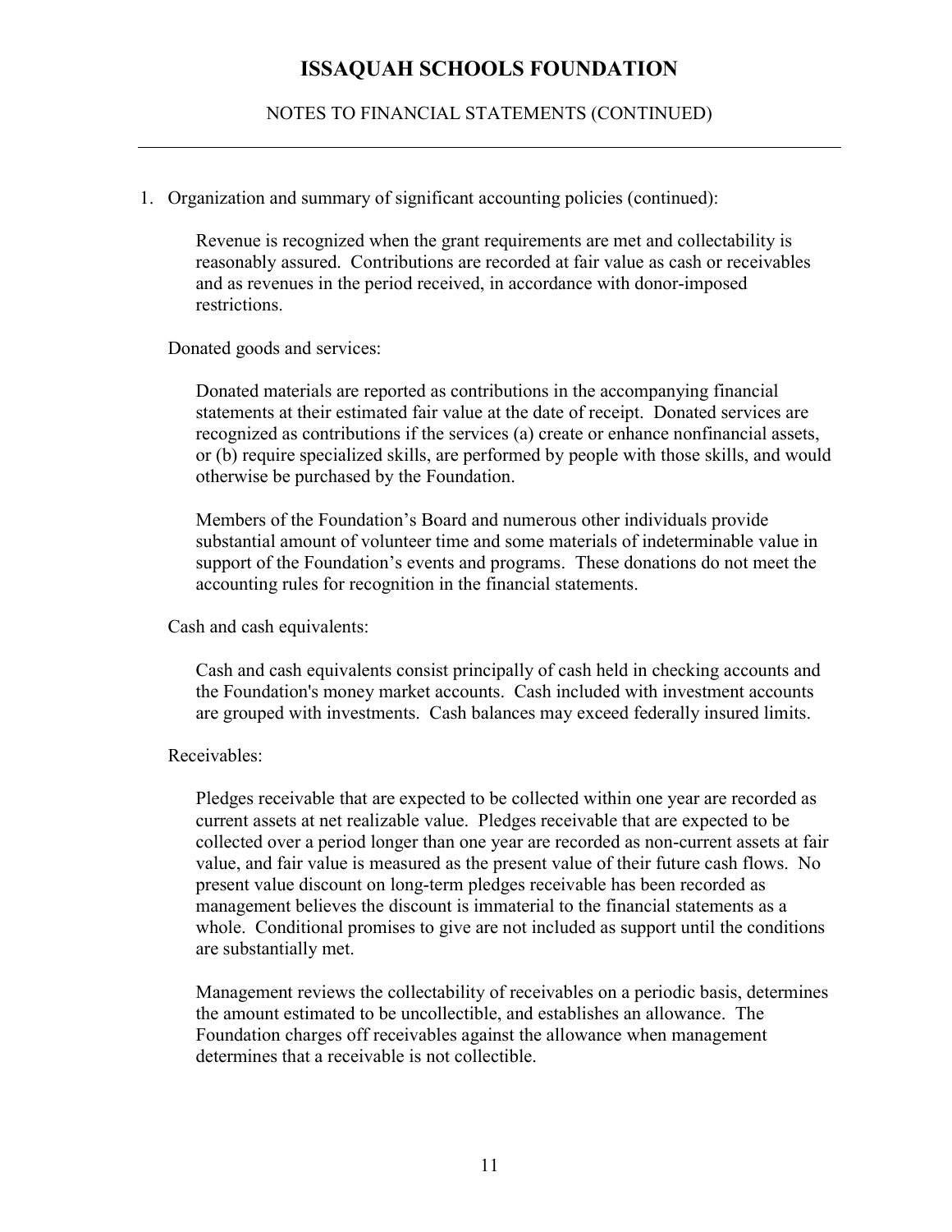# ISSAQUAH SCHOOLS FOUNDATION

NOTES TO FINANCIAL STATEMENTS (CONTINUED)

1. Organization and summary of significant accounting policies (continued):

Revenue is recognized when the grant requirements are met and collectability is reasonably assured. Contributions are recorded at fair value as cash or receivables and as revenues in the period received, in accordance with donor-imposed restrictions.

Donated goods and services:

Donated materials are reported as contributions in the accompanying financial statements at their estimated fair value at the date of receipt. Donated services are recognized as contributions if the services (a) create or enhance nonfinancial assets, or (b) require specialized skills, are performed by people with those skills, and would otherwise be purchased by the Foundation.

Members of the Foundation's Board and numerous other individuals provide substantial amount of volunteer time and some materials of indeterminable value in support of the Foundation's events and programs. These donations do not meet the accounting rules for recognition in the financial statements.

Cash and cash equivalents:

Cash and cash equivalents consist principally of cash held in checking accounts and the Foundation's money market accounts. Cash included with investment accounts are grouped with investments. Cash balances may exceed federally insured limits.

Receivables:

Pledges receivable that are expected to be collected within one year are recorded as current assets at net realizable value. Pledges receivable that are expected to be collected over a period longer than one year are recorded as non-current assets at fair value, and fair value is measured as the present value of their future cash flows. No present value discount on long-term pledges receivable has been recorded as management believes the discount is immaterial to the financial statements as a whole. Conditional promises to give are not included as support until the conditions are substantially met.

Management reviews the collectability of receivables on a periodic basis, determines the amount estimated to be uncollectible, and establishes an allowance. The Foundation charges off receivables against the allowance when management determines that a receivable is not collectible.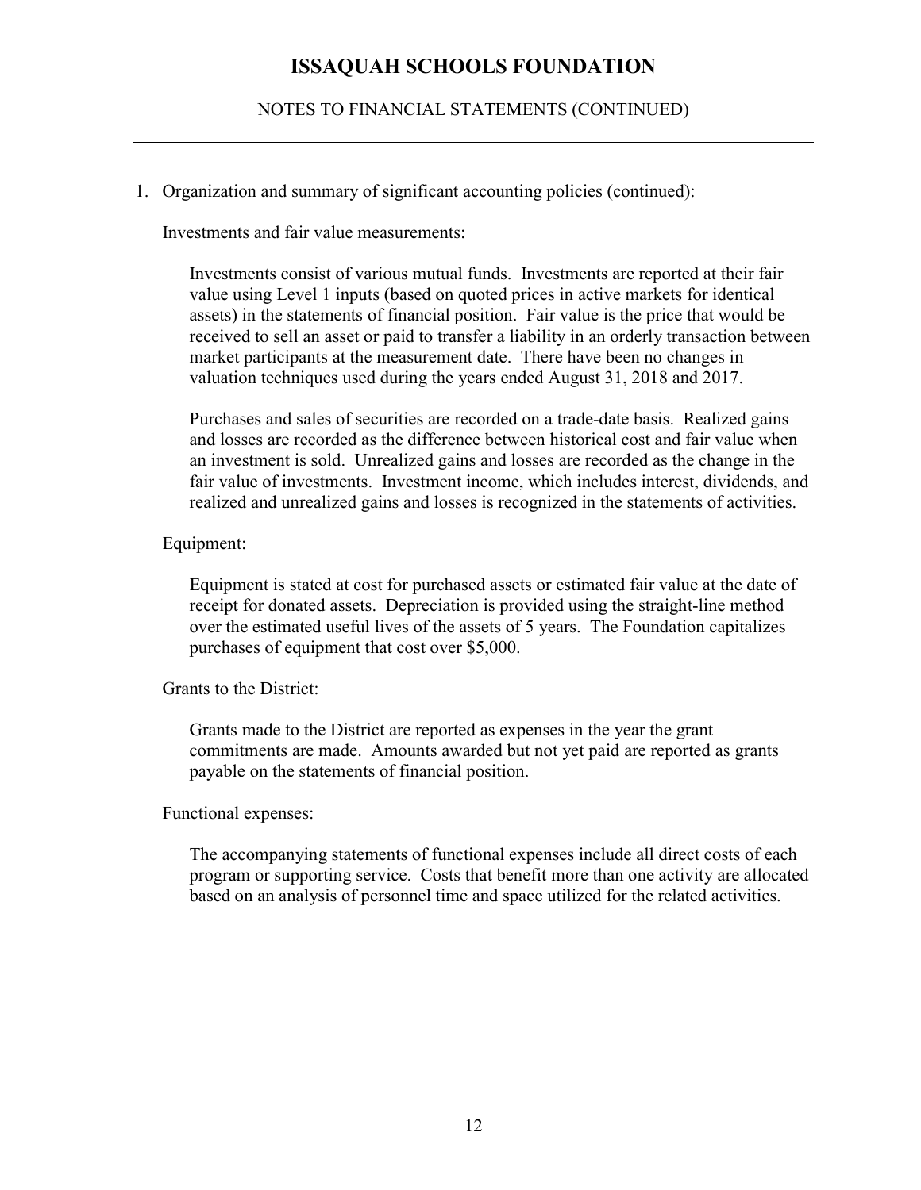# ISSAQUAH SCHOOLS FOUNDATION

NOTES TO FINANCIAL STATEMENTS (CONTINUED)

1. Organization and summary of significant accounting policies (continued):

   Investments and fair value measurements:

   Investments consist of various mutual funds. Investments are reported at their fair value using Level 1 inputs (based on quoted prices in active markets for identical assets) in the statements of financial position. Fair value is the price that would be received to sell an asset or paid to transfer a liability in an orderly transaction between market participants at the measurement date. There have been no changes in valuation techniques used during the years ended August 31, 2018 and 2017.

   Purchases and sales of securities are recorded on a trade-date basis. Realized gains and losses are recorded as the difference between historical cost and fair value when an investment is sold. Unrealized gains and losses are recorded as the change in the fair value of investments. Investment income, which includes interest, dividends, and realized and unrealized gains and losses is recognized in the statements of activities.

   Equipment:

   Equipment is stated at cost for purchased assets or estimated fair value at the date of receipt for donated assets. Depreciation is provided using the straight-line method over the estimated useful lives of the assets of 5 years. The Foundation capitalizes purchases of equipment that cost over $5,000.

   Grants to the District:

   Grants made to the District are reported as expenses in the year the grant commitments are made. Amounts awarded but not yet paid are reported as grants payable on the statements of financial position.

   Functional expenses:

   The accompanying statements of functional expenses include all direct costs of each program or supporting service. Costs that benefit more than one activity are allocated based on an analysis of personnel time and space utilized for the related activities.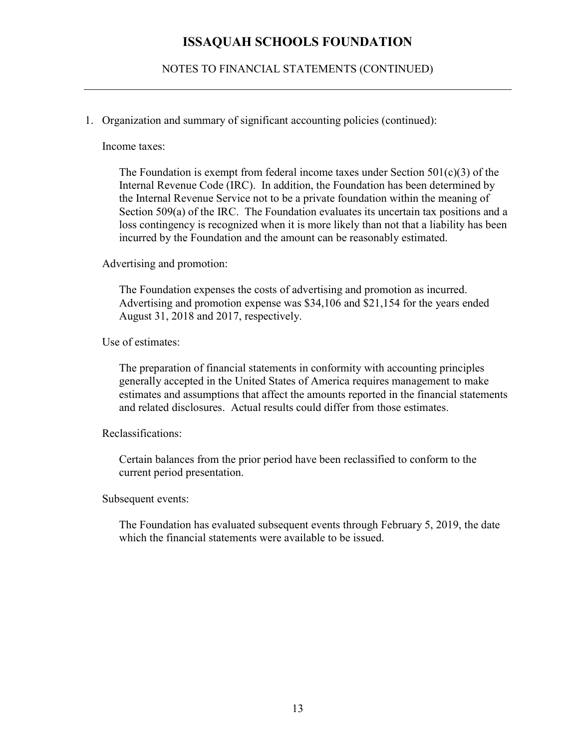# ISSAQUAH SCHOOLS FOUNDATION

## NOTES TO FINANCIAL STATEMENTS (CONTINUED)

1. Organization and summary of significant accounting policies (continued):

   Income taxes:

   The Foundation is exempt from federal income taxes under Section 501(c)(3) of the Internal Revenue Code (IRC). In addition, the Foundation has been determined by the Internal Revenue Service not to be a private foundation within the meaning of Section 509(a) of the IRC. The Foundation evaluates its uncertain tax positions and a loss contingency is recognized when it is more likely than not that a liability has been incurred by the Foundation and the amount can be reasonably estimated.

   Advertising and promotion:

   The Foundation expenses the costs of advertising and promotion as incurred. Advertising and promotion expense was $34,106 and $21,154 for the years ended August 31, 2018 and 2017, respectively.

   Use of estimates:

   The preparation of financial statements in conformity with accounting principles generally accepted in the United States of America requires management to make estimates and assumptions that affect the amounts reported in the financial statements and related disclosures. Actual results could differ from those estimates.

   Reclassifications:

   Certain balances from the prior period have been reclassified to conform to the current period presentation.

   Subsequent events:

   The Foundation has evaluated subsequent events through February 5, 2019, the date which the financial statements were available to be issued.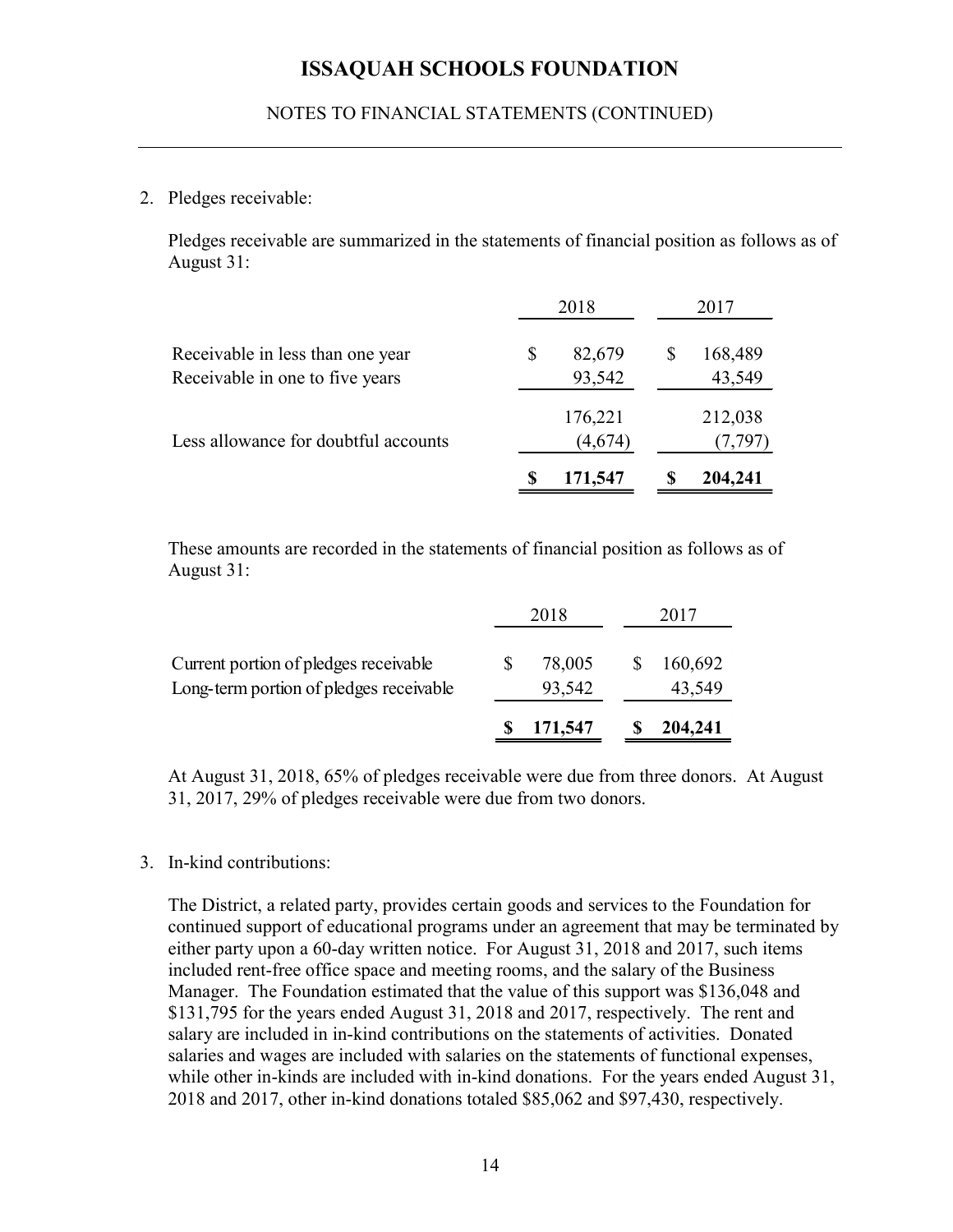# ISSAQUAH SCHOOLS FOUNDATION

NOTES TO FINANCIAL STATEMENTS (CONTINUED)

2. Pledges receivable:

   Pledges receivable are summarized in the statements of financial position as follows as of August 31:

| | 2018 | 2017 |
|---|---|---|
| Receivable in less than one year | $ 82,679 | $ 168,489 |
| Receivable in one to five years | 93,542 | 43,549 |
| | 176,221 | 212,038 |
| Less allowance for doubtful accounts | (4,674) | (7,797) |
| | **$ 171,547** | **$ 204,241** |

   These amounts are recorded in the statements of financial position as follows as of August 31:

| | 2018 | 2017 |
|---|---|---|
| Current portion of pledges receivable | $ 78,005 | $ 160,692 |
| Long-term portion of pledges receivable | 93,542 | 43,549 |
| | **$ 171,547** | **$ 204,241** |

   At August 31, 2018, 65% of pledges receivable were due from three donors. At August 31, 2017, 29% of pledges receivable were due from two donors.

3. In-kind contributions:

   The District, a related party, provides certain goods and services to the Foundation for continued support of educational programs under an agreement that may be terminated by either party upon a 60-day written notice. For August 31, 2018 and 2017, such items included rent-free office space and meeting rooms, and the salary of the Business Manager. The Foundation estimated that the value of this support was $136,048 and $131,795 for the years ended August 31, 2018 and 2017, respectively. The rent and salary are included in in-kind contributions on the statements of activities. Donated salaries and wages are included with salaries on the statements of functional expenses, while other in-kinds are included with in-kind donations. For the years ended August 31, 2018 and 2017, other in-kind donations totaled $85,062 and $97,430, respectively.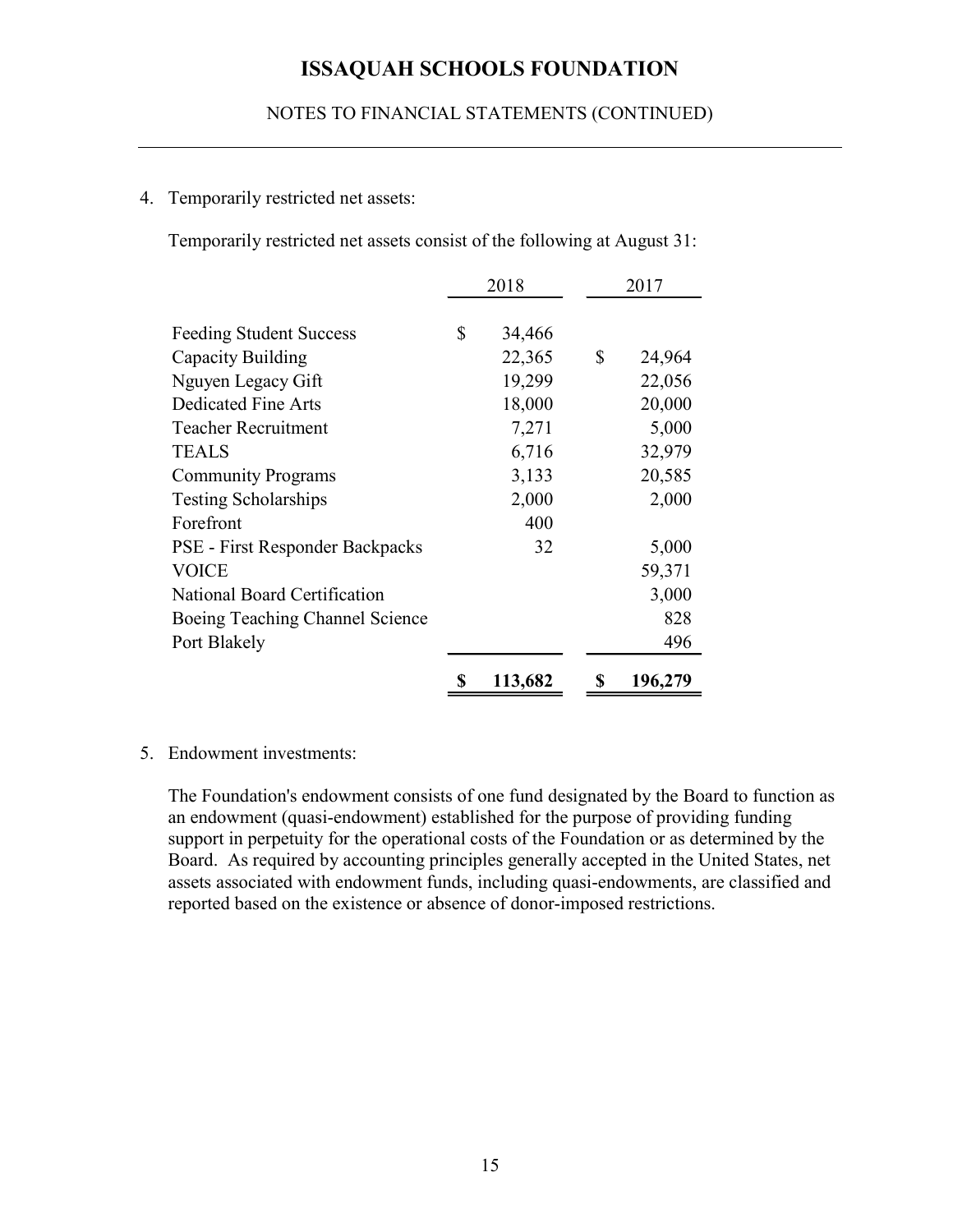# ISSAQUAH SCHOOLS FOUNDATION

NOTES TO FINANCIAL STATEMENTS (CONTINUED)

4. Temporarily restricted net assets:

   Temporarily restricted net assets consist of the following at August 31:

| | 2018 | 2017 |
|---|---|---|
| Feeding Student Success | $ 34,466 | |
| Capacity Building | 22,365 | $ 24,964 |
| Nguyen Legacy Gift | 19,299 | 22,056 |
| Dedicated Fine Arts | 18,000 | 20,000 |
| Teacher Recruitment | 7,271 | 5,000 |
| TEALS | 6,716 | 32,979 |
| Community Programs | 3,133 | 20,585 |
| Testing Scholarships | 2,000 | 2,000 |
| Forefront | 400 | |
| PSE - First Responder Backpacks | 32 | 5,000 |
| VOICE | | 59,371 |
| National Board Certification | | 3,000 |
| Boeing Teaching Channel Science | | 828 |
| Port Blakely | | 496 |
| | **$ 113,682** | **$ 196,279** |

5. Endowment investments:

   The Foundation's endowment consists of one fund designated by the Board to function as an endowment (quasi-endowment) established for the purpose of providing funding support in perpetuity for the operational costs of the Foundation or as determined by the Board. As required by accounting principles generally accepted in the United States, net assets associated with endowment funds, including quasi-endowments, are classified and reported based on the existence or absence of donor-imposed restrictions.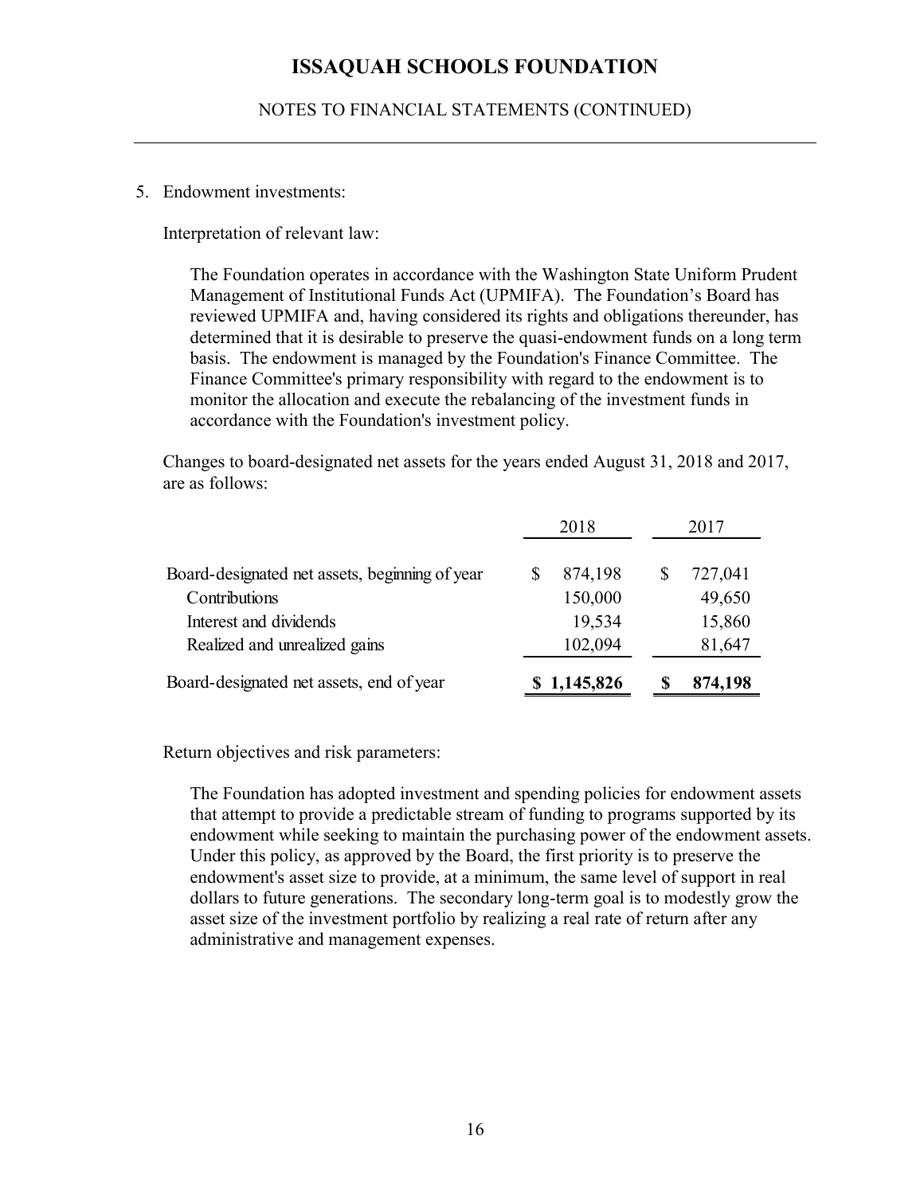# ISSAQUAH SCHOOLS FOUNDATION

NOTES TO FINANCIAL STATEMENTS (CONTINUED)

5. Endowment investments:

   Interpretation of relevant law:

   The Foundation operates in accordance with the Washington State Uniform Prudent Management of Institutional Funds Act (UPMIFA). The Foundation's Board has reviewed UPMIFA and, having considered its rights and obligations thereunder, has determined that it is desirable to preserve the quasi-endowment funds on a long term basis. The endowment is managed by the Foundation's Finance Committee. The Finance Committee's primary responsibility with regard to the endowment is to monitor the allocation and execute the rebalancing of the investment funds in accordance with the Foundation's investment policy.

   Changes to board-designated net assets for the years ended August 31, 2018 and 2017, are as follows:

| | 2018 | 2017 |
|---|---|---|
| Board-designated net assets, beginning of year | $ 874,198 | $ 727,041 |
| Contributions | 150,000 | 49,650 |
| Interest and dividends | 19,534 | 15,860 |
| Realized and unrealized gains | 102,094 | 81,647 |
| Board-designated net assets, end of year | **$ 1,145,826** | **$ 874,198** |

   Return objectives and risk parameters:

   The Foundation has adopted investment and spending policies for endowment assets that attempt to provide a predictable stream of funding to programs supported by its endowment while seeking to maintain the purchasing power of the endowment assets. Under this policy, as approved by the Board, the first priority is to preserve the endowment's asset size to provide, at a minimum, the same level of support in real dollars to future generations. The secondary long-term goal is to modestly grow the asset size of the investment portfolio by realizing a real rate of return after any administrative and management expenses.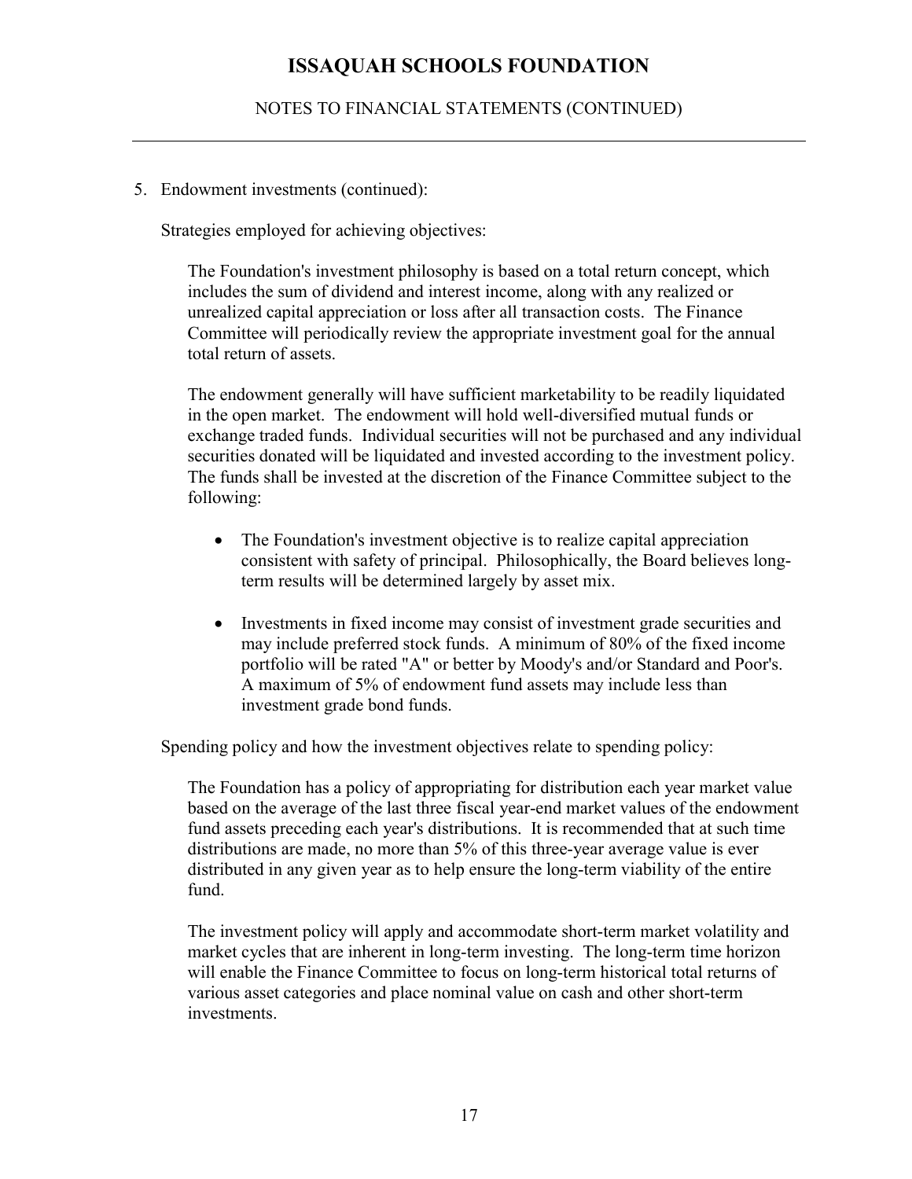5. Endowment investments (continued):

   Strategies employed for achieving objectives:

   The Foundation's investment philosophy is based on a total return concept, which includes the sum of dividend and interest income, along with any realized or unrealized capital appreciation or loss after all transaction costs. The Finance Committee will periodically review the appropriate investment goal for the annual total return of assets.

   The endowment generally will have sufficient marketability to be readily liquidated in the open market. The endowment will hold well-diversified mutual funds or exchange traded funds. Individual securities will not be purchased and any individual securities donated will be liquidated and invested according to the investment policy. The funds shall be invested at the discretion of the Finance Committee subject to the following:

   - The Foundation's investment objective is to realize capital appreciation consistent with safety of principal. Philosophically, the Board believes long-term results will be determined largely by asset mix.

   - Investments in fixed income may consist of investment grade securities and may include preferred stock funds. A minimum of 80% of the fixed income portfolio will be rated "A" or better by Moody's and/or Standard and Poor's. A maximum of 5% of endowment fund assets may include less than investment grade bond funds.

   Spending policy and how the investment objectives relate to spending policy:

   The Foundation has a policy of appropriating for distribution each year market value based on the average of the last three fiscal year-end market values of the endowment fund assets preceding each year's distributions. It is recommended that at such time distributions are made, no more than 5% of this three-year average value is ever distributed in any given year as to help ensure the long-term viability of the entire fund.

   The investment policy will apply and accommodate short-term market volatility and market cycles that are inherent in long-term investing. The long-term time horizon will enable the Finance Committee to focus on long-term historical total returns of various asset categories and place nominal value on cash and other short-term investments.